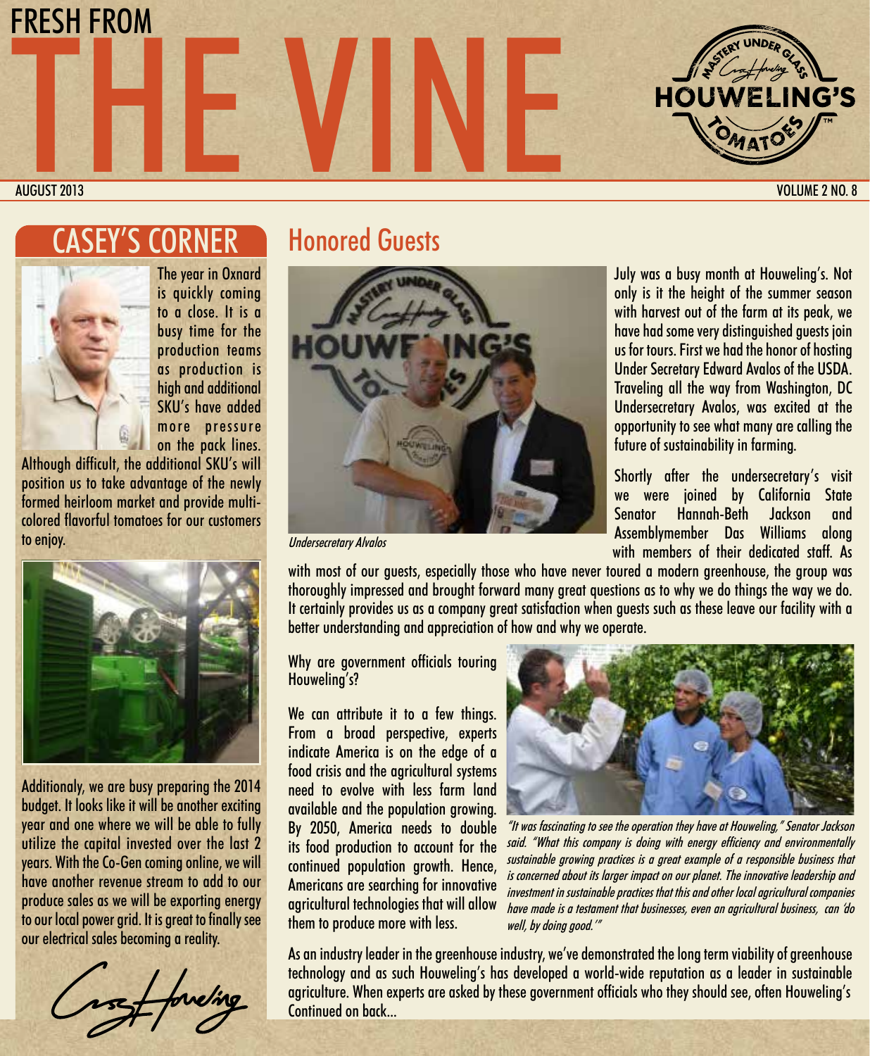# FRESH FROM THE VINE

AUGUST 2013 | VOLUME 2 NO. 8

## CASEY'S CORNER

The year in Oxnard is quickly coming to a close. It is a busy time for the production teams as production is high and additional SKU's have added more pressure on the pack lines. Although difficult, the additional SKU's will position us to take advantage of the newly formed heirloom market and provide multi-colored flavorful tomatoes for our customers to enjoy.

Additionaly, we are busy preparing the 2014 budget. It looks like it will be another exciting year and one where we will be able to fully utilize the capital invested over the last 2 years. With the Co-Gen coming online, we will have another revenue stream to add to our produce sales as we will be exporting energy to our local power grid. It is great to finally see our electrical sales becoming a reality.

## Honored Guests

*Undersecretary Alvalos*

July was a busy month at Houweling's. Not only is it the height of the summer season with harvest out of the farm at its peak, we have had some very distinguished guests join us for tours. First we had the honor of hosting Under Secretary Edward Avalos of the USDA. Traveling all the way from Washington, DC Undersecretary Avalos, was excited at the opportunity to see what many are calling the future of sustainability in farming.

Shortly after the undersecretary's visit we were joined by California State Senator Hannah-Beth Jackson and Assemblymember Das Williams along with members of their dedicated staff. As with most of our guests, especially those who have never toured a modern greenhouse, the group was thoroughly impressed and brought forward many great questions as to why we do things the way we do. It certainly provides us as a company great satisfaction when guests such as these leave our facility with a better understanding and appreciation of how and why we operate.

Why are government officials touring Houweling's?

We can attribute it to a few things. From a broad perspective, experts indicate America is on the edge of a food crisis and the agricultural systems need to evolve with less farm land available and the population growing. By 2050, America needs to double its food production to account for the continued population growth. Hence, Americans are searching for innovative agricultural technologies that will allow them to produce more with less.

*"It was fascinating to see the operation they have at Houweling," Senator Jackson said. "What this company is doing with energy efficiency and environmentally sustainable growing practices is a great example of a responsible business that is concerned about its larger impact on our planet. The innovative leadership and investment in sustainable practices that this and other local agricultural companies have made is a testament that businesses, even an agricultural business, can 'do well, by doing good.'"*

As an industry leader in the greenhouse industry, we've demonstrated the long term viability of greenhouse technology and as such Houweling's has developed a world-wide reputation as a leader in sustainable agriculture. When experts are asked by these government officials who they should see, often Houweling's Continued on back...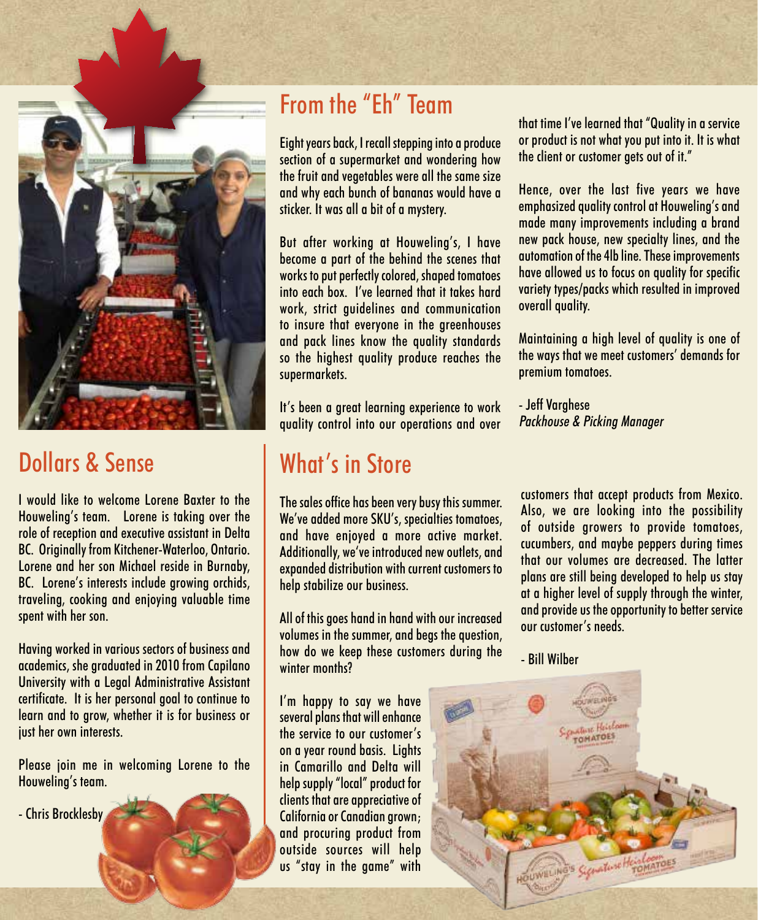## From the "Eh" Team

Eight years back, I recall stepping into a produce section of a supermarket and wondering how the fruit and vegetables were all the same size and why each bunch of bananas would have a sticker. It was all a bit of a mystery.

But after working at Houweling's, I have become a part of the behind the scenes that works to put perfectly colored, shaped tomatoes into each box. I've learned that it takes hard work, strict guidelines and communication to insure that everyone in the greenhouses and pack lines know the quality standards so the highest quality produce reaches the supermarkets.

It's been a great learning experience to work quality control into our operations and over that time I've learned that "Quality in a service or product is not what you put into it. It is what the client or customer gets out of it."

Hence, over the last five years we have emphasized quality control at Houweling's and made many improvements including a brand new pack house, new specialty lines, and the automation of the 4lb line. These improvements have allowed us to focus on quality for specific variety types/packs which resulted in improved overall quality.

Maintaining a high level of quality is one of the ways that we meet customers' demands for premium tomatoes.

\- Jeff Varghese
*Packhouse & Picking Manager*

## Dollars & Sense

I would like to welcome Lorene Baxter to the Houweling's team. Lorene is taking over the role of reception and executive assistant in Delta BC. Originally from Kitchener-Waterloo, Ontario. Lorene and her son Michael reside in Burnaby, BC. Lorene's interests include growing orchids, traveling, cooking and enjoying valuable time spent with her son.

Having worked in various sectors of business and academics, she graduated in 2010 from Capilano University with a Legal Administrative Assistant certificate. It is her personal goal to continue to learn and to grow, whether it is for business or just her own interests.

Please join me in welcoming Lorene to the Houweling's team.

\- Chris Brocklesby

## What's in Store

The sales office has been very busy this summer. We've added more SKU's, specialties tomatoes, and have enjoyed a more active market. Additionally, we've introduced new outlets, and expanded distribution with current customers to help stabilize our business.

All of this goes hand in hand with our increased volumes in the summer, and begs the question, how do we keep these customers during the winter months?

I'm happy to say we have several plans that will enhance the service to our customer's on a year round basis. Lights in Camarillo and Delta will help supply "local" product for clients that are appreciative of California or Canadian grown; and procuring product from outside sources will help us "stay in the game" with customers that accept products from Mexico. Also, we are looking into the possibility of outside growers to provide tomatoes, cucumbers, and maybe peppers during times that our volumes are decreased. The latter plans are still being developed to help us stay at a higher level of supply through the winter, and provide us the opportunity to better service our customer's needs.

\- Bill Wilber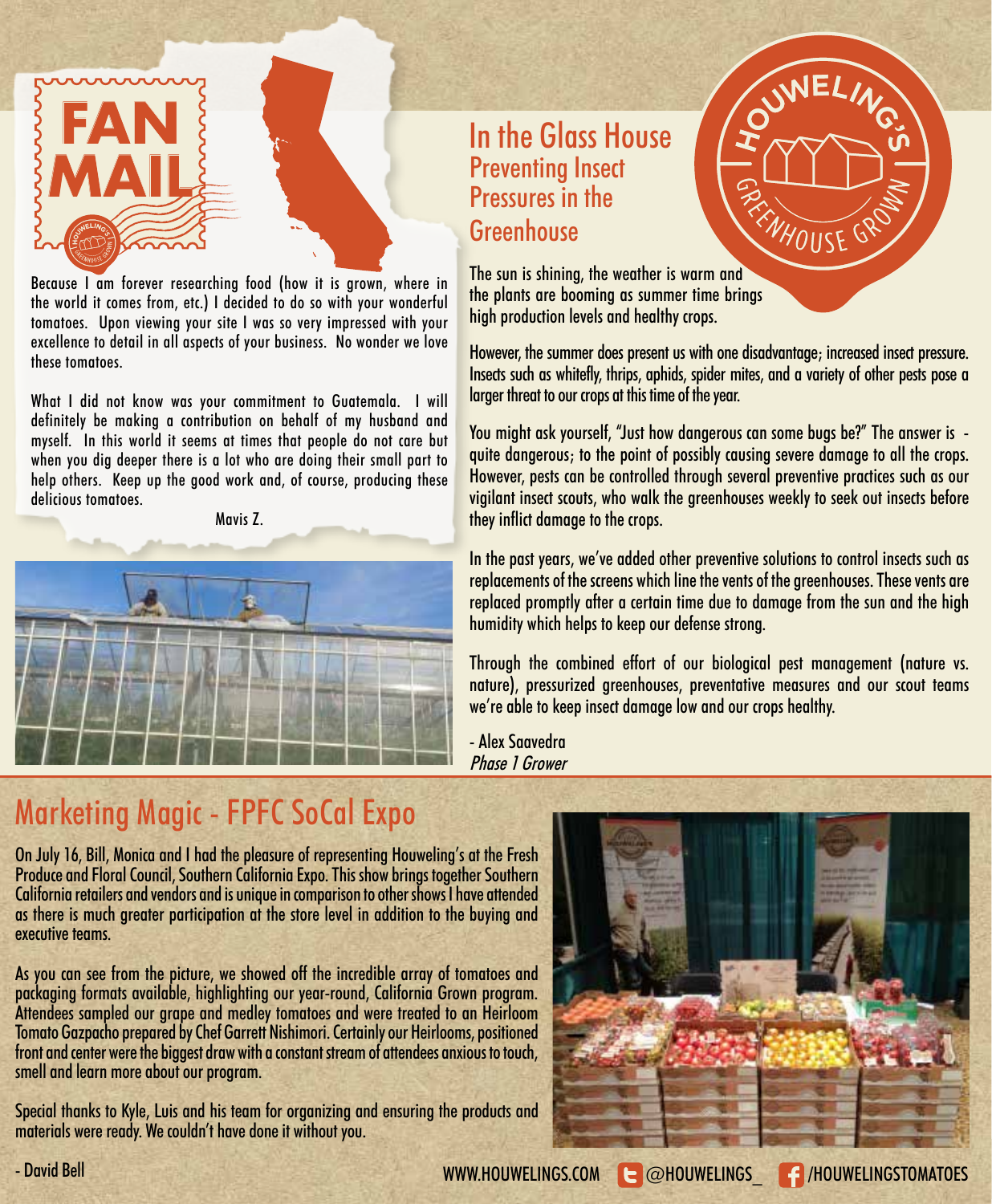# FAN MAIL

Because I am forever researching food (how it is grown, where in the world it comes from, etc.) I decided to do so with your wonderful tomatoes. Upon viewing your site I was so very impressed with your excellence to detail in all aspects of your business. No wonder we love these tomatoes.

What I did not know was your commitment to Guatemala. I will definitely be making a contribution on behalf of my husband and myself. In this world it seems at times that people do not care but when you dig deeper there is a lot who are doing their small part to help others. Keep up the good work and, of course, producing these delicious tomatoes.

Mavis Z.

# In the Glass House

## Preventing Insect Pressures in the Greenhouse

The sun is shining, the weather is warm and the plants are booming as summer time brings high production levels and healthy crops.

However, the summer does present us with one disadvantage; increased insect pressure. Insects such as whitefly, thrips, aphids, spider mites, and a variety of other pests pose a larger threat to our crops at this time of the year.

You might ask yourself, "Just how dangerous can some bugs be?" The answer is - quite dangerous; to the point of possibly causing severe damage to all the crops. However, pests can be controlled through several preventive practices such as our vigilant insect scouts, who walk the greenhouses weekly to seek out insects before they inflict damage to the crops.

In the past years, we've added other preventive solutions to control insects such as replacements of the screens which line the vents of the greenhouses. These vents are replaced promptly after a certain time due to damage from the sun and the high humidity which helps to keep our defense strong.

Through the combined effort of our biological pest management (nature vs. nature), pressurized greenhouses, preventative measures and our scout teams we're able to keep insect damage low and our crops healthy.

- Alex Saavedra
*Phase 1 Grower*

# Marketing Magic - FPFC SoCal Expo

On July 16, Bill, Monica and I had the pleasure of representing Houweling's at the Fresh Produce and Floral Council, Southern California Expo. This show brings together Southern California retailers and vendors and is unique in comparison to other shows I have attended as there is much greater participation at the store level in addition to the buying and executive teams.

As you can see from the picture, we showed off the incredible array of tomatoes and packaging formats available, highlighting our year-round, California Grown program. Attendees sampled our grape and medley tomatoes and were treated to an Heirloom Tomato Gazpacho prepared by Chef Garrett Nishimori. Certainly our Heirlooms, positioned front and center were the biggest draw with a constant stream of attendees anxious to touch, smell and learn more about our program.

Special thanks to Kyle, Luis and his team for organizing and ensuring the products and materials were ready. We couldn't have done it without you.

- David Bell

WWW.HOUWELINGS.COM @HOUWELINGS_ /HOUWELINGSTOMATOES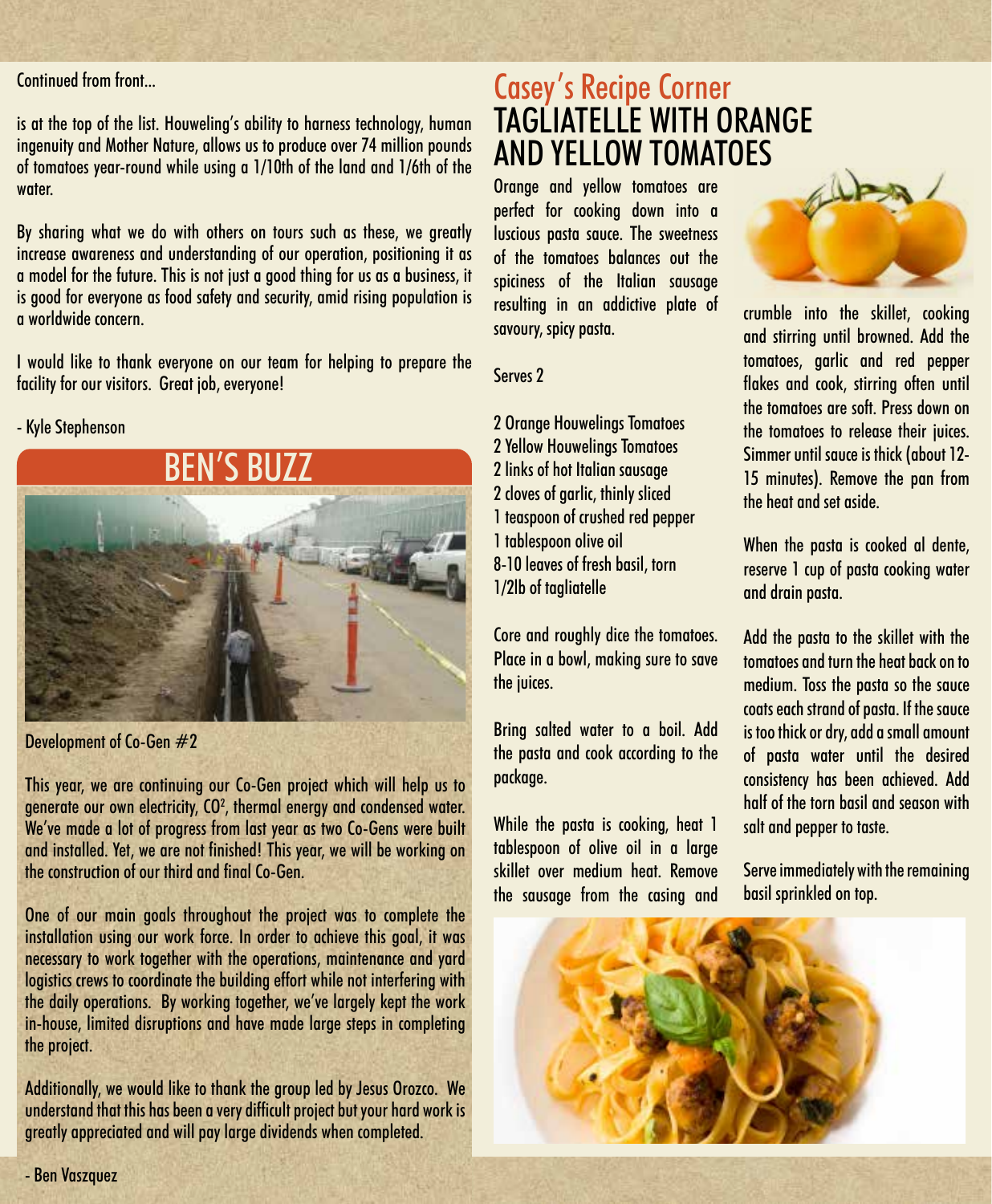Continued from front...

is at the top of the list. Houweling's ability to harness technology, human ingenuity and Mother Nature, allows us to produce over 74 million pounds of tomatoes year-round while using a 1/10th of the land and 1/6th of the water.

By sharing what we do with others on tours such as these, we greatly increase awareness and understanding of our operation, positioning it as a model for the future. This is not just a good thing for us as a business, it is good for everyone as food safety and security, amid rising population is a worldwide concern.

I would like to thank everyone on our team for helping to prepare the facility for our visitors. Great job, everyone!

- Kyle Stephenson

## BEN'S BUZZ

Development of Co-Gen #2

This year, we are continuing our Co-Gen project which will help us to generate our own electricity, $CO^2$, thermal energy and condensed water. We've made a lot of progress from last year as two Co-Gens were built and installed. Yet, we are not finished! This year, we will be working on the construction of our third and final Co-Gen.

One of our main goals throughout the project was to complete the installation using our work force. In order to achieve this goal, it was necessary to work together with the operations, maintenance and yard logistics crews to coordinate the building effort while not interfering with the daily operations. By working together, we've largely kept the work in-house, limited disruptions and have made large steps in completing the project.

Additionally, we would like to thank the group led by Jesus Orozco. We understand that this has been a very difficult project but your hard work is greatly appreciated and will pay large dividends when completed.

- Ben Vaszquez

## Casey's Recipe Corner

# TAGLIATELLE WITH ORANGE AND YELLOW TOMATOES

Orange and yellow tomatoes are perfect for cooking down into a luscious pasta sauce. The sweetness of the tomatoes balances out the spiciness of the Italian sausage resulting in an addictive plate of savoury, spicy pasta.

Serves 2

2 Orange Houwelings Tomatoes
2 Yellow Houwelings Tomatoes
2 links of hot Italian sausage
2 cloves of garlic, thinly sliced
1 teaspoon of crushed red pepper
1 tablespoon olive oil
8-10 leaves of fresh basil, torn
1/2lb of tagliatelle

Core and roughly dice the tomatoes. Place in a bowl, making sure to save the juices.

Bring salted water to a boil. Add the pasta and cook according to the package.

While the pasta is cooking, heat 1 tablespoon of olive oil in a large skillet over medium heat. Remove the sausage from the casing and crumble into the skillet, cooking and stirring until browned. Add the tomatoes, garlic and red pepper flakes and cook, stirring often until the tomatoes are soft. Press down on the tomatoes to release their juices. Simmer until sauce is thick (about 12-15 minutes). Remove the pan from the heat and set aside.

When the pasta is cooked al dente, reserve 1 cup of pasta cooking water and drain pasta.

Add the pasta to the skillet with the tomatoes and turn the heat back on to medium. Toss the pasta so the sauce coats each strand of pasta. If the sauce is too thick or dry, add a small amount of pasta water until the desired consistency has been achieved. Add half of the torn basil and season with salt and pepper to taste.

Serve immediately with the remaining basil sprinkled on top.